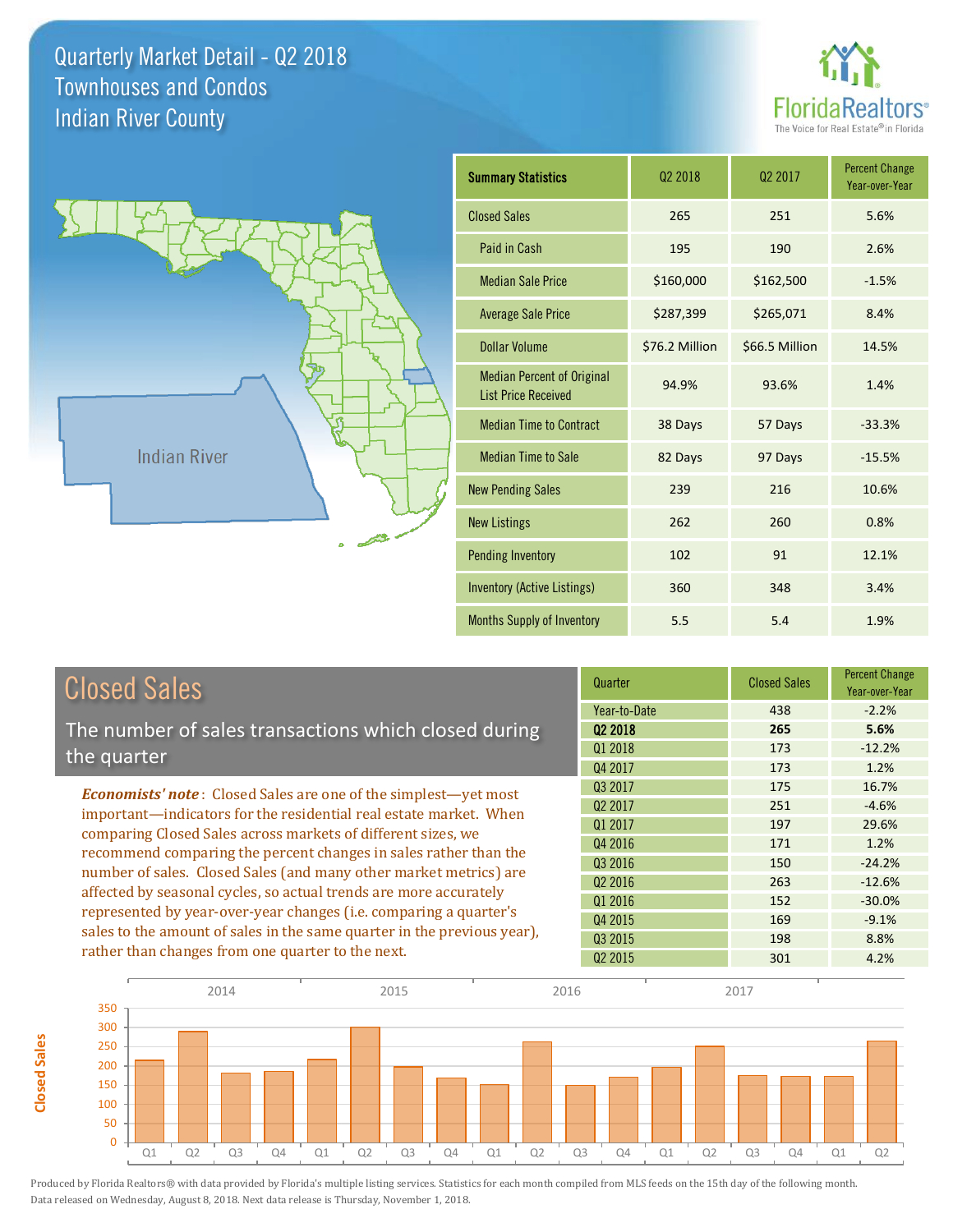# Quarterly Market Detail - Q2 2018
## Townhouses and Condos
## Indian River County

FloridaRealtors® The Voice for Real Estate® in Florida

Indian River

| Summary Statistics | Q2 2018 | Q2 2017 | Percent Change Year-over-Year |
|---|---|---|---|
| Closed Sales | 265 | 251 | 5.6% |
| Paid in Cash | 195 | 190 | 2.6% |
| Median Sale Price | $160,000 | $162,500 | -1.5% |
| Average Sale Price | $287,399 | $265,071 | 8.4% |
| Dollar Volume | $76.2 Million | $66.5 Million | 14.5% |
| Median Percent of Original List Price Received | 94.9% | 93.6% | 1.4% |
| Median Time to Contract | 38 Days | 57 Days | -33.3% |
| Median Time to Sale | 82 Days | 97 Days | -15.5% |
| New Pending Sales | 239 | 216 | 10.6% |
| New Listings | 262 | 260 | 0.8% |
| Pending Inventory | 102 | 91 | 12.1% |
| Inventory (Active Listings) | 360 | 348 | 3.4% |
| Months Supply of Inventory | 5.5 | 5.4 | 1.9% |

## Closed Sales

The number of sales transactions which closed during the quarter

***Economists' note***: Closed Sales are one of the simplest—yet most important—indicators for the residential real estate market. When comparing Closed Sales across markets of different sizes, we recommend comparing the percent changes in sales rather than the number of sales. Closed Sales (and many other market metrics) are affected by seasonal cycles, so actual trends are more accurately represented by year-over-year changes (i.e. comparing a quarter's sales to the amount of sales in the same quarter in the previous year), rather than changes from one quarter to the next.

| Quarter | Closed Sales | Percent Change Year-over-Year |
|---|---|---|
| Year-to-Date | 438 | -2.2% |
| **Q2 2018** | **265** | **5.6%** |
| Q1 2018 | 173 | -12.2% |
| Q4 2017 | 173 | 1.2% |
| Q3 2017 | 175 | 16.7% |
| Q2 2017 | 251 | -4.6% |
| Q1 2017 | 197 | 29.6% |
| Q4 2016 | 171 | 1.2% |
| Q3 2016 | 150 | -24.2% |
| Q2 2016 | 263 | -12.6% |
| Q1 2016 | 152 | -30.0% |
| Q4 2015 | 169 | -9.1% |
| Q3 2015 | 198 | 8.8% |
| Q2 2015 | 301 | 4.2% |

Produced by Florida Realtors® with data provided by Florida's multiple listing services. Statistics for each month compiled from MLS feeds on the 15th day of the following month. Data released on Wednesday, August 8, 2018. Next data release is Thursday, November 1, 2018.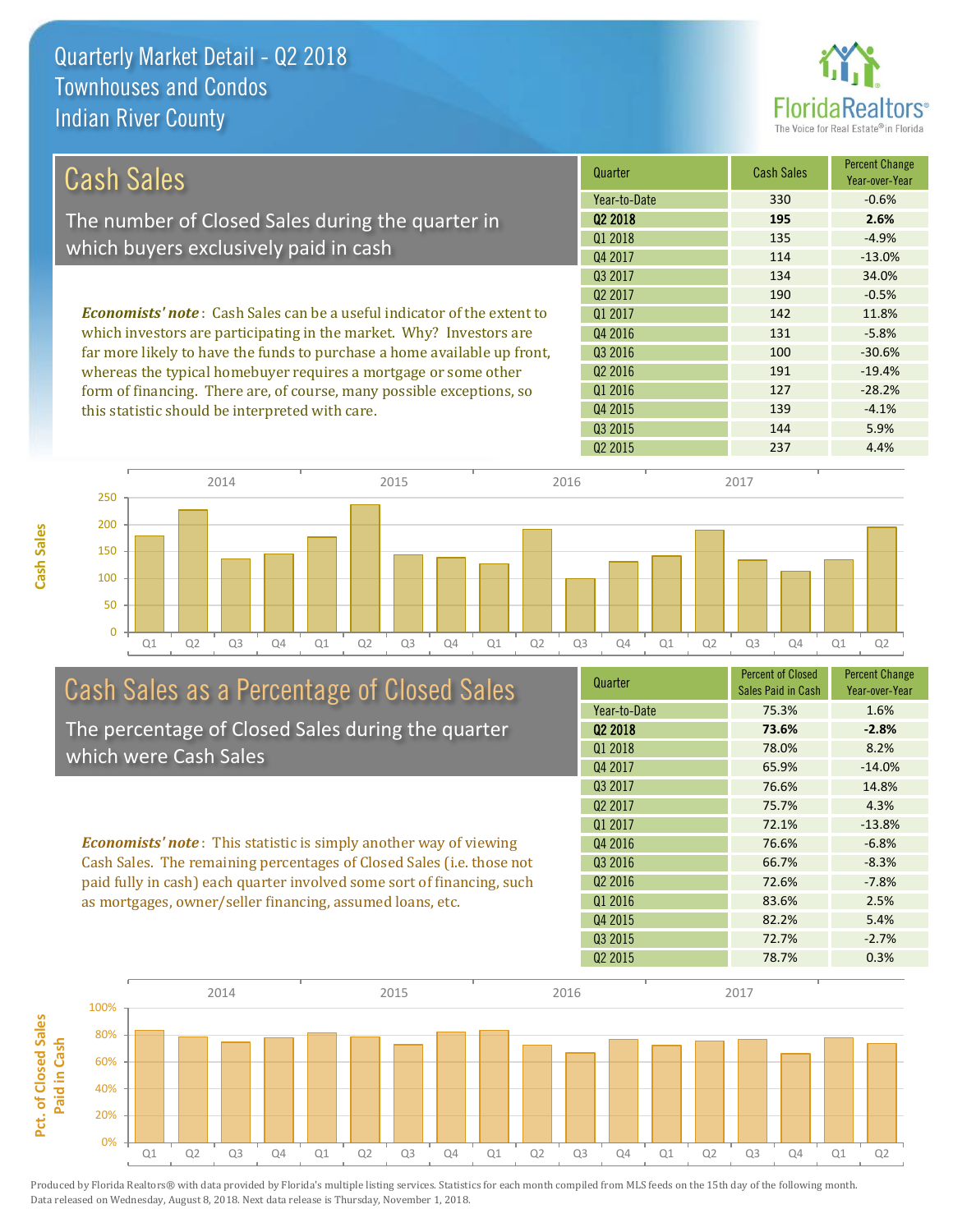# Quarterly Market Detail - Q2 2018
## Townhouses and Condos
## Indian River County

## Cash Sales

The number of Closed Sales during the quarter in which buyers exclusively paid in cash

*Economists' note*: Cash Sales can be a useful indicator of the extent to which investors are participating in the market. Why? Investors are far more likely to have the funds to purchase a home available up front, whereas the typical homebuyer requires a mortgage or some other form of financing. There are, of course, many possible exceptions, so this statistic should be interpreted with care.

| Quarter | Cash Sales | Percent Change Year-over-Year |
|---|---|---|
| Year-to-Date | 330 | -0.6% |
| **Q2 2018** | **195** | **2.6%** |
| Q1 2018 | 135 | -4.9% |
| Q4 2017 | 114 | -13.0% |
| Q3 2017 | 134 | 34.0% |
| Q2 2017 | 190 | -0.5% |
| Q1 2017 | 142 | 11.8% |
| Q4 2016 | 131 | -5.8% |
| Q3 2016 | 100 | -30.6% |
| Q2 2016 | 191 | -19.4% |
| Q1 2016 | 127 | -28.2% |
| Q4 2015 | 139 | -4.1% |
| Q3 2015 | 144 | 5.9% |
| Q2 2015 | 237 | 4.4% |

## Cash Sales as a Percentage of Closed Sales

The percentage of Closed Sales during the quarter which were Cash Sales

*Economists' note*: This statistic is simply another way of viewing Cash Sales. The remaining percentages of Closed Sales (i.e. those not paid fully in cash) each quarter involved some sort of financing, such as mortgages, owner/seller financing, assumed loans, etc.

| Quarter | Percent of Closed Sales Paid in Cash | Percent Change Year-over-Year |
|---|---|---|
| Year-to-Date | 75.3% | 1.6% |
| **Q2 2018** | **73.6%** | **-2.8%** |
| Q1 2018 | 78.0% | 8.2% |
| Q4 2017 | 65.9% | -14.0% |
| Q3 2017 | 76.6% | 14.8% |
| Q2 2017 | 75.7% | 4.3% |
| Q1 2017 | 72.1% | -13.8% |
| Q4 2016 | 76.6% | -6.8% |
| Q3 2016 | 66.7% | -8.3% |
| Q2 2016 | 72.6% | -7.8% |
| Q1 2016 | 83.6% | 2.5% |
| Q4 2015 | 82.2% | 5.4% |
| Q3 2015 | 72.7% | -2.7% |
| Q2 2015 | 78.7% | 0.3% |

Produced by Florida Realtors® with data provided by Florida's multiple listing services. Statistics for each month compiled from MLS feeds on the 15th day of the following month. Data released on Wednesday, August 8, 2018. Next data release is Thursday, November 1, 2018.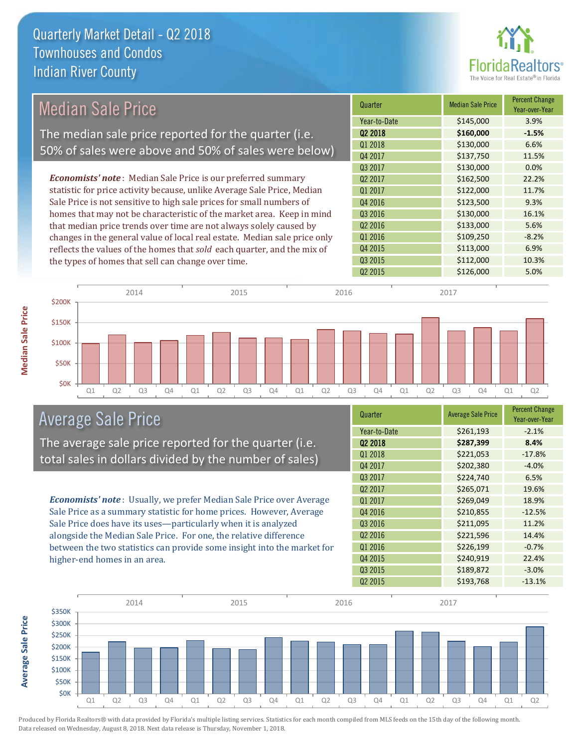# Quarterly Market Detail - Q2 2018
## Townhouses and Condos
## Indian River County

## Median Sale Price

The median sale price reported for the quarter (i.e. 50% of sales were above and 50% of sales were below)

*Economists' note*: Median Sale Price is our preferred summary statistic for price activity because, unlike Average Sale Price, Median Sale Price is not sensitive to high sale prices for small numbers of homes that may not be characteristic of the market area. Keep in mind that median price trends over time are not always solely caused by changes in the general value of local real estate. Median sale price only reflects the values of the homes that *sold* each quarter, and the mix of the types of homes that sell can change over time.

| Quarter | Median Sale Price | Percent Change Year-over-Year |
|---|---|---|
| Year-to-Date | $145,000 | 3.9% |
| **Q2 2018** | **$160,000** | **-1.5%** |
| Q1 2018 | $130,000 | 6.6% |
| Q4 2017 | $137,750 | 11.5% |
| Q3 2017 | $130,000 | 0.0% |
| Q2 2017 | $162,500 | 22.2% |
| Q1 2017 | $122,000 | 11.7% |
| Q4 2016 | $123,500 | 9.3% |
| Q3 2016 | $130,000 | 16.1% |
| Q2 2016 | $133,000 | 5.6% |
| Q1 2016 | $109,250 | -8.2% |
| Q4 2015 | $113,000 | 6.9% |
| Q3 2015 | $112,000 | 10.3% |
| Q2 2015 | $126,000 | 5.0% |

## Average Sale Price

The average sale price reported for the quarter (i.e. total sales in dollars divided by the number of sales)

*Economists' note*: Usually, we prefer Median Sale Price over Average Sale Price as a summary statistic for home prices. However, Average Sale Price does have its uses—particularly when it is analyzed alongside the Median Sale Price. For one, the relative difference between the two statistics can provide some insight into the market for higher-end homes in an area.

| Quarter | Average Sale Price | Percent Change Year-over-Year |
|---|---|---|
| Year-to-Date | $261,193 | -2.1% |
| **Q2 2018** | **$287,399** | **8.4%** |
| Q1 2018 | $221,053 | -17.8% |
| Q4 2017 | $202,380 | -4.0% |
| Q3 2017 | $224,740 | 6.5% |
| Q2 2017 | $265,071 | 19.6% |
| Q1 2017 | $269,049 | 18.9% |
| Q4 2016 | $210,855 | -12.5% |
| Q3 2016 | $211,095 | 11.2% |
| Q2 2016 | $221,596 | 14.4% |
| Q1 2016 | $226,199 | -0.7% |
| Q4 2015 | $240,919 | 22.4% |
| Q3 2015 | $189,872 | -3.0% |
| Q2 2015 | $193,768 | -13.1% |

Produced by Florida Realtors® with data provided by Florida's multiple listing services. Statistics for each month compiled from MLS feeds on the 15th day of the following month. Data released on Wednesday, August 8, 2018. Next data release is Thursday, November 1, 2018.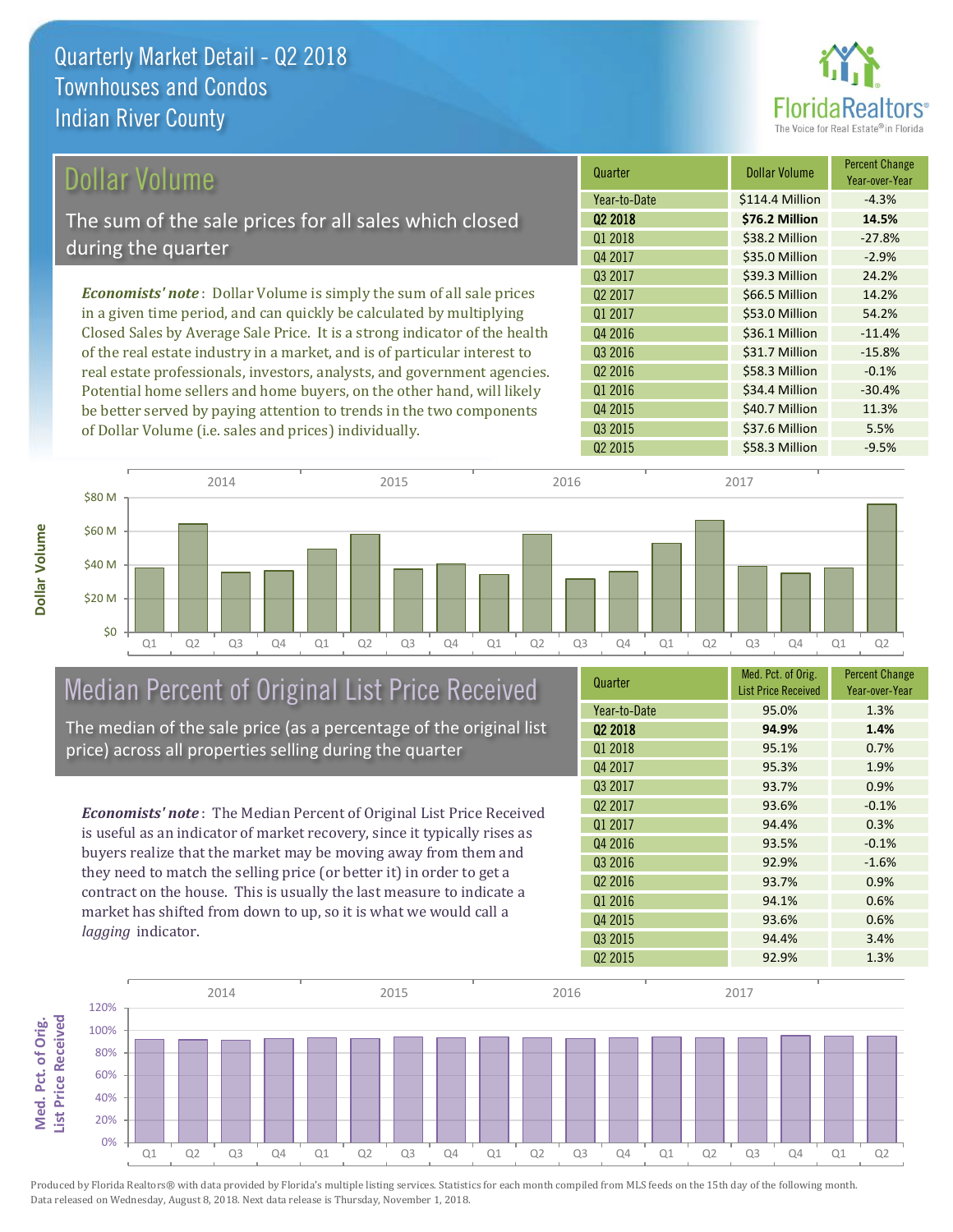# Quarterly Market Detail - Q2 2018
## Townhouses and Condos
## Indian River County

## Dollar Volume

The sum of the sale prices for all sales which closed during the quarter

*Economists' note*: Dollar Volume is simply the sum of all sale prices in a given time period, and can quickly be calculated by multiplying Closed Sales by Average Sale Price. It is a strong indicator of the health of the real estate industry in a market, and is of particular interest to real estate professionals, investors, analysts, and government agencies. Potential home sellers and home buyers, on the other hand, will likely be better served by paying attention to trends in the two components of Dollar Volume (i.e. sales and prices) individually.

| Quarter | Dollar Volume | Percent Change Year-over-Year |
|---|---|---|
| Year-to-Date | $114.4 Million | -4.3% |
| **Q2 2018** | **$76.2 Million** | **14.5%** |
| Q1 2018 | $38.2 Million | -27.8% |
| Q4 2017 | $35.0 Million | -2.9% |
| Q3 2017 | $39.3 Million | 24.2% |
| Q2 2017 | $66.5 Million | 14.2% |
| Q1 2017 | $53.0 Million | 54.2% |
| Q4 2016 | $36.1 Million | -11.4% |
| Q3 2016 | $31.7 Million | -15.8% |
| Q2 2016 | $58.3 Million | -0.1% |
| Q1 2016 | $34.4 Million | -30.4% |
| Q4 2015 | $40.7 Million | 11.3% |
| Q3 2015 | $37.6 Million | 5.5% |
| Q2 2015 | $58.3 Million | -9.5% |

## Median Percent of Original List Price Received

The median of the sale price (as a percentage of the original list price) across all properties selling during the quarter

*Economists' note*: The Median Percent of Original List Price Received is useful as an indicator of market recovery, since it typically rises as buyers realize that the market may be moving away from them and they need to match the selling price (or better it) in order to get a contract on the house. This is usually the last measure to indicate a market has shifted from down to up, so it is what we would call a *lagging* indicator.

| Quarter | Med. Pct. of Orig. List Price Received | Percent Change Year-over-Year |
|---|---|---|
| Year-to-Date | 95.0% | 1.3% |
| **Q2 2018** | **94.9%** | **1.4%** |
| Q1 2018 | 95.1% | 0.7% |
| Q4 2017 | 95.3% | 1.9% |
| Q3 2017 | 93.7% | 0.9% |
| Q2 2017 | 93.6% | -0.1% |
| Q1 2017 | 94.4% | 0.3% |
| Q4 2016 | 93.5% | -0.1% |
| Q3 2016 | 92.9% | -1.6% |
| Q2 2016 | 93.7% | 0.9% |
| Q1 2016 | 94.1% | 0.6% |
| Q4 2015 | 93.6% | 0.6% |
| Q3 2015 | 94.4% | 3.4% |
| Q2 2015 | 92.9% | 1.3% |

Produced by Florida Realtors® with data provided by Florida's multiple listing services. Statistics for each month compiled from MLS feeds on the 15th day of the following month. Data released on Wednesday, August 8, 2018. Next data release is Thursday, November 1, 2018.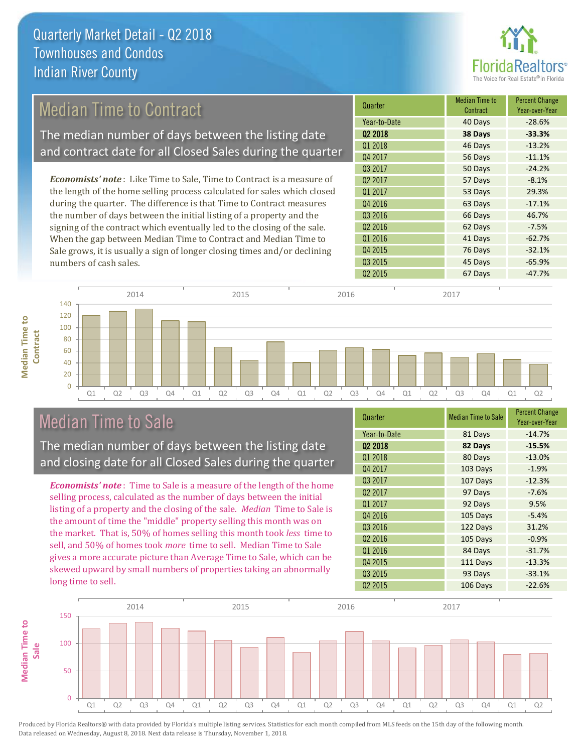# Quarterly Market Detail - Q2 2018
## Townhouses and Condos
## Indian River County

## Median Time to Contract

The median number of days between the listing date and contract date for all Closed Sales during the quarter

*Economists' note*: Like Time to Sale, Time to Contract is a measure of the length of the home selling process calculated for sales which closed during the quarter. The difference is that Time to Contract measures the number of days between the initial listing of a property and the signing of the contract which eventually led to the closing of the sale. When the gap between Median Time to Contract and Median Time to Sale grows, it is usually a sign of longer closing times and/or declining numbers of cash sales.

| Quarter | Median Time to Contract | Percent Change Year-over-Year |
|---|---|---|
| Year-to-Date | 40 Days | -28.6% |
| **Q2 2018** | **38 Days** | **-33.3%** |
| Q1 2018 | 46 Days | -13.2% |
| Q4 2017 | 56 Days | -11.1% |
| Q3 2017 | 50 Days | -24.2% |
| Q2 2017 | 57 Days | -8.1% |
| Q1 2017 | 53 Days | 29.3% |
| Q4 2016 | 63 Days | -17.1% |
| Q3 2016 | 66 Days | 46.7% |
| Q2 2016 | 62 Days | -7.5% |
| Q1 2016 | 41 Days | -62.7% |
| Q4 2015 | 76 Days | -32.1% |
| Q3 2015 | 45 Days | -65.9% |
| Q2 2015 | 67 Days | -47.7% |

## Median Time to Sale

The median number of days between the listing date and closing date for all Closed Sales during the quarter

*Economists' note*: Time to Sale is a measure of the length of the home selling process, calculated as the number of days between the initial listing of a property and the closing of the sale. *Median* Time to Sale is the amount of time the "middle" property selling this month was on the market. That is, 50% of homes selling this month took *less* time to sell, and 50% of homes took *more* time to sell. Median Time to Sale gives a more accurate picture than Average Time to Sale, which can be skewed upward by small numbers of properties taking an abnormally long time to sell.

| Quarter | Median Time to Sale | Percent Change Year-over-Year |
|---|---|---|
| Year-to-Date | 81 Days | -14.7% |
| **Q2 2018** | **82 Days** | **-15.5%** |
| Q1 2018 | 80 Days | -13.0% |
| Q4 2017 | 103 Days | -1.9% |
| Q3 2017 | 107 Days | -12.3% |
| Q2 2017 | 97 Days | -7.6% |
| Q1 2017 | 92 Days | 9.5% |
| Q4 2016 | 105 Days | -5.4% |
| Q3 2016 | 122 Days | 31.2% |
| Q2 2016 | 105 Days | -0.9% |
| Q1 2016 | 84 Days | -31.7% |
| Q4 2015 | 111 Days | -13.3% |
| Q3 2015 | 93 Days | -33.1% |
| Q2 2015 | 106 Days | -22.6% |

Produced by Florida Realtors® with data provided by Florida's multiple listing services. Statistics for each month compiled from MLS feeds on the 15th day of the following month. Data released on Wednesday, August 8, 2018. Next data release is Thursday, November 1, 2018.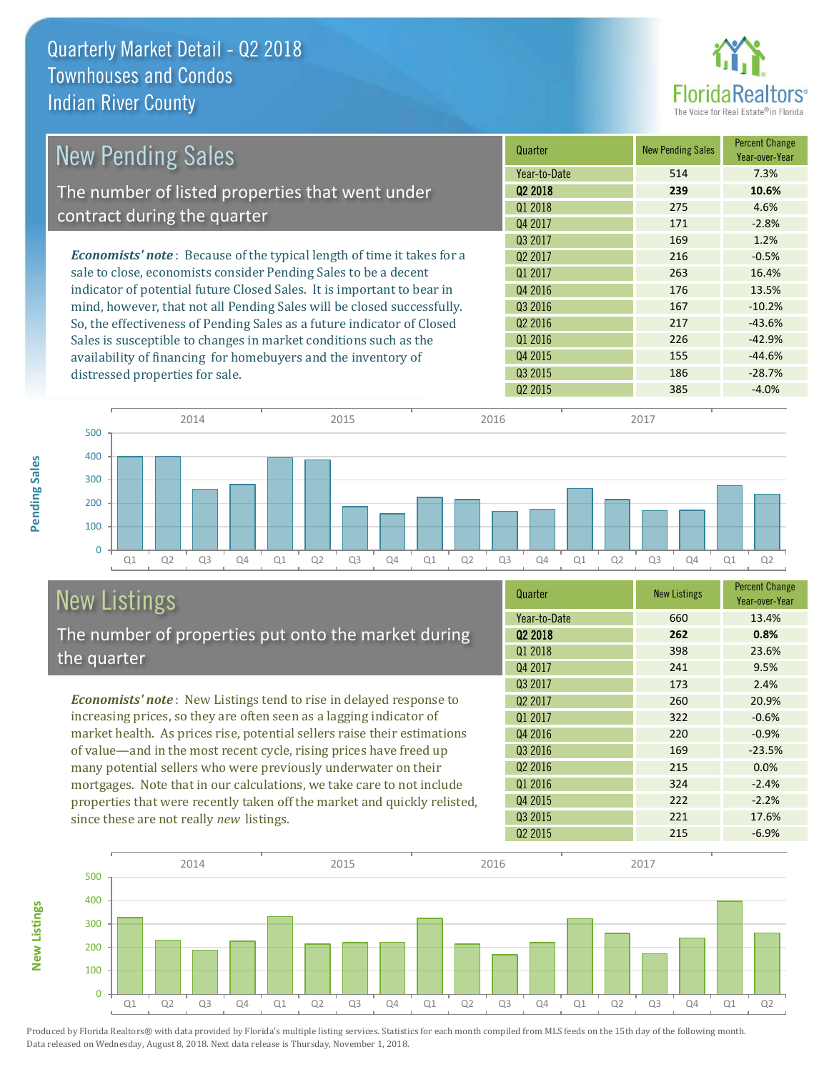# Quarterly Market Detail - Q2 2018
## Townhouses and Condos
## Indian River County

## New Pending Sales

The number of listed properties that went under contract during the quarter

*Economists' note*: Because of the typical length of time it takes for a sale to close, economists consider Pending Sales to be a decent indicator of potential future Closed Sales. It is important to bear in mind, however, that not all Pending Sales will be closed successfully. So, the effectiveness of Pending Sales as a future indicator of Closed Sales is susceptible to changes in market conditions such as the availability of financing for homebuyers and the inventory of distressed properties for sale.

| Quarter | New Pending Sales | Percent Change Year-over-Year |
|---|---|---|
| Year-to-Date | 514 | 7.3% |
| **Q2 2018** | **239** | **10.6%** |
| Q1 2018 | 275 | 4.6% |
| Q4 2017 | 171 | -2.8% |
| Q3 2017 | 169 | 1.2% |
| Q2 2017 | 216 | -0.5% |
| Q1 2017 | 263 | 16.4% |
| Q4 2016 | 176 | 13.5% |
| Q3 2016 | 167 | -10.2% |
| Q2 2016 | 217 | -43.6% |
| Q1 2016 | 226 | -42.9% |
| Q4 2015 | 155 | -44.6% |
| Q3 2015 | 186 | -28.7% |
| Q2 2015 | 385 | -4.0% |

## New Listings

The number of properties put onto the market during the quarter

*Economists' note*: New Listings tend to rise in delayed response to increasing prices, so they are often seen as a lagging indicator of market health. As prices rise, potential sellers raise their estimations of value—and in the most recent cycle, rising prices have freed up many potential sellers who were previously underwater on their mortgages. Note that in our calculations, we take care to not include properties that were recently taken off the market and quickly relisted, since these are not really *new* listings.

| Quarter | New Listings | Percent Change Year-over-Year |
|---|---|---|
| Year-to-Date | 660 | 13.4% |
| **Q2 2018** | **262** | **0.8%** |
| Q1 2018 | 398 | 23.6% |
| Q4 2017 | 241 | 9.5% |
| Q3 2017 | 173 | 2.4% |
| Q2 2017 | 260 | 20.9% |
| Q1 2017 | 322 | -0.6% |
| Q4 2016 | 220 | -0.9% |
| Q3 2016 | 169 | -23.5% |
| Q2 2016 | 215 | 0.0% |
| Q1 2016 | 324 | -2.4% |
| Q4 2015 | 222 | -2.2% |
| Q3 2015 | 221 | 17.6% |
| Q2 2015 | 215 | -6.9% |

Produced by Florida Realtors® with data provided by Florida's multiple listing services. Statistics for each month compiled from MLS feeds on the 15th day of the following month. Data released on Wednesday, August 8, 2018. Next data release is Thursday, November 1, 2018.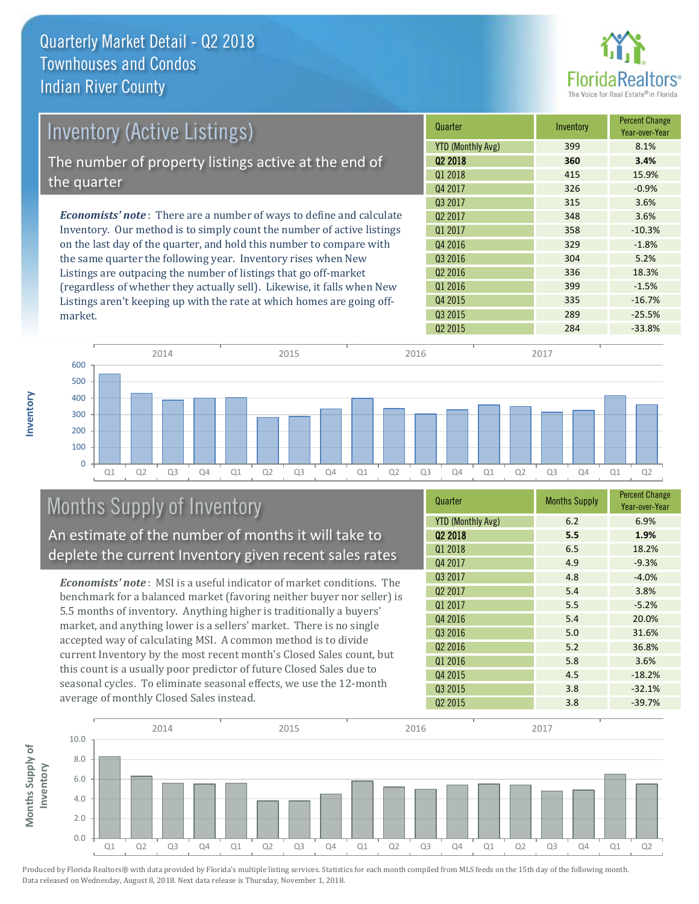# Quarterly Market Detail - Q2 2018
## Townhouses and Condos
## Indian River County

## Inventory (Active Listings)

The number of property listings active at the end of the quarter

*Economists' note*: There are a number of ways to define and calculate Inventory. Our method is to simply count the number of active listings on the last day of the quarter, and hold this number to compare with the same quarter the following year. Inventory rises when New Listings are outpacing the number of listings that go off-market (regardless of whether they actually sell). Likewise, it falls when New Listings aren't keeping up with the rate at which homes are going off-market.

| Quarter | Inventory | Percent Change Year-over-Year |
|---|---|---|
| YTD (Monthly Avg) | 399 | 8.1% |
| **Q2 2018** | **360** | **3.4%** |
| Q1 2018 | 415 | 15.9% |
| Q4 2017 | 326 | -0.9% |
| Q3 2017 | 315 | 3.6% |
| Q2 2017 | 348 | 3.6% |
| Q1 2017 | 358 | -10.3% |
| Q4 2016 | 329 | -1.8% |
| Q3 2016 | 304 | 5.2% |
| Q2 2016 | 336 | 18.3% |
| Q1 2016 | 399 | -1.5% |
| Q4 2015 | 335 | -16.7% |
| Q3 2015 | 289 | -25.5% |
| Q2 2015 | 284 | -33.8% |

## Months Supply of Inventory

An estimate of the number of months it will take to deplete the current Inventory given recent sales rates

*Economists' note*: MSI is a useful indicator of market conditions. The benchmark for a balanced market (favoring neither buyer nor seller) is 5.5 months of inventory. Anything higher is traditionally a buyers' market, and anything lower is a sellers' market. There is no single accepted way of calculating MSI. A common method is to divide current Inventory by the most recent month's Closed Sales count, but this count is a usually poor predictor of future Closed Sales due to seasonal cycles. To eliminate seasonal effects, we use the 12-month average of monthly Closed Sales instead.

| Quarter | Months Supply | Percent Change Year-over-Year |
|---|---|---|
| YTD (Monthly Avg) | 6.2 | 6.9% |
| **Q2 2018** | **5.5** | **1.9%** |
| Q1 2018 | 6.5 | 18.2% |
| Q4 2017 | 4.9 | -9.3% |
| Q3 2017 | 4.8 | -4.0% |
| Q2 2017 | 5.4 | 3.8% |
| Q1 2017 | 5.5 | -5.2% |
| Q4 2016 | 5.4 | 20.0% |
| Q3 2016 | 5.0 | 31.6% |
| Q2 2016 | 5.2 | 36.8% |
| Q1 2016 | 5.8 | 3.6% |
| Q4 2015 | 4.5 | -18.2% |
| Q3 2015 | 3.8 | -32.1% |
| Q2 2015 | 3.8 | -39.7% |

Produced by Florida Realtors® with data provided by Florida's multiple listing services. Statistics for each month compiled from MLS feeds on the 15th day of the following month. Data released on Wednesday, August 8, 2018. Next data release is Thursday, November 1, 2018.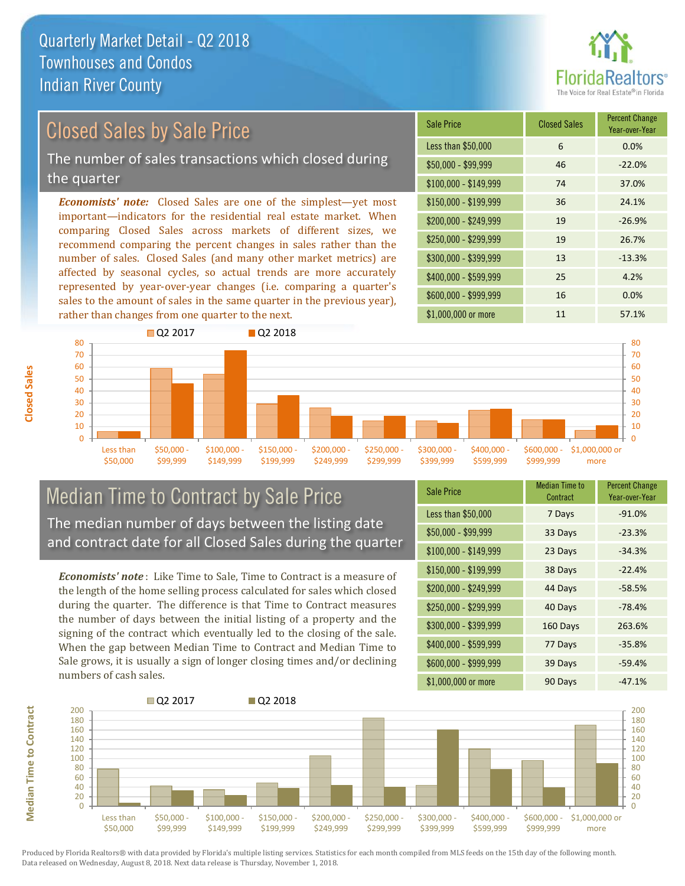# Quarterly Market Detail - Q2 2018
## Townhouses and Condos
## Indian River County

## Closed Sales by Sale Price

The number of sales transactions which closed during the quarter

***Economists' note:*** Closed Sales are one of the simplest—yet most important—indicators for the residential real estate market. When comparing Closed Sales across markets of different sizes, we recommend comparing the percent changes in sales rather than the number of sales. Closed Sales (and many other market metrics) are affected by seasonal cycles, so actual trends are more accurately represented by year-over-year changes (i.e. comparing a quarter's sales to the amount of sales in the same quarter in the previous year), rather than changes from one quarter to the next.

| Sale Price | Closed Sales | Percent Change Year-over-Year |
|---|---|---|
| Less than $50,000 | 6 | 0.0% |
| $50,000 - $99,999 | 46 | -22.0% |
| $100,000 - $149,999 | 74 | 37.0% |
| $150,000 - $199,999 | 36 | 24.1% |
| $200,000 - $249,999 | 19 | -26.9% |
| $250,000 - $299,999 | 19 | 26.7% |
| $300,000 - $399,999 | 13 | -13.3% |
| $400,000 - $599,999 | 25 | 4.2% |
| $600,000 - $999,999 | 16 | 0.0% |
| $1,000,000 or more | 11 | 57.1% |

## Median Time to Contract by Sale Price

The median number of days between the listing date and contract date for all Closed Sales during the quarter

***Economists' note***: Like Time to Sale, Time to Contract is a measure of the length of the home selling process calculated for sales which closed during the quarter. The difference is that Time to Contract measures the number of days between the initial listing of a property and the signing of the contract which eventually led to the closing of the sale. When the gap between Median Time to Contract and Median Time to Sale grows, it is usually a sign of longer closing times and/or declining numbers of cash sales.

| Sale Price | Median Time to Contract | Percent Change Year-over-Year |
|---|---|---|
| Less than $50,000 | 7 Days | -91.0% |
| $50,000 - $99,999 | 33 Days | -23.3% |
| $100,000 - $149,999 | 23 Days | -34.3% |
| $150,000 - $199,999 | 38 Days | -22.4% |
| $200,000 - $249,999 | 44 Days | -58.5% |
| $250,000 - $299,999 | 40 Days | -78.4% |
| $300,000 - $399,999 | 160 Days | 263.6% |
| $400,000 - $599,999 | 77 Days | -35.8% |
| $600,000 - $999,999 | 39 Days | -59.4% |
| $1,000,000 or more | 90 Days | -47.1% |

Produced by Florida Realtors® with data provided by Florida's multiple listing services. Statistics for each month compiled from MLS feeds on the 15th day of the following month. Data released on Wednesday, August 8, 2018. Next data release is Thursday, November 1, 2018.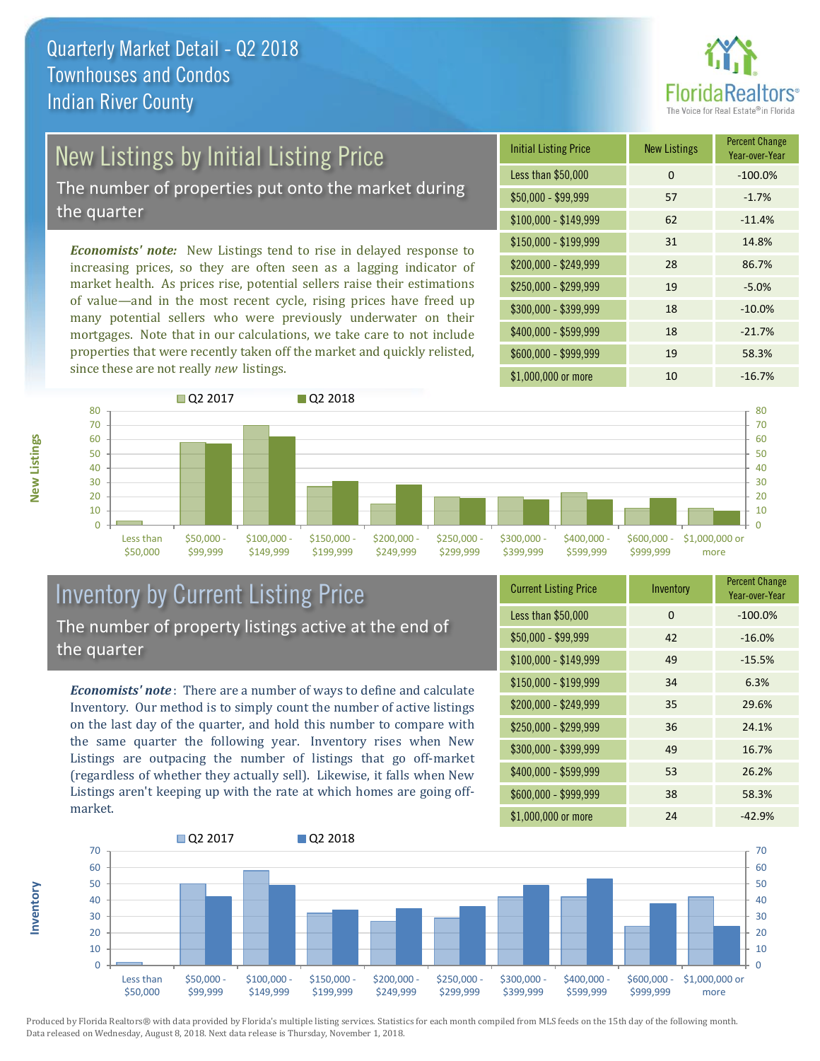# Quarterly Market Detail - Q2 2018
## Townhouses and Condos
## Indian River County

## New Listings by Initial Listing Price

The number of properties put onto the market during the quarter

*Economists' note:* New Listings tend to rise in delayed response to increasing prices, so they are often seen as a lagging indicator of market health. As prices rise, potential sellers raise their estimations of value—and in the most recent cycle, rising prices have freed up many potential sellers who were previously underwater on their mortgages. Note that in our calculations, we take care to not include properties that were recently taken off the market and quickly relisted, since these are not really *new* listings.

| Initial Listing Price | New Listings | Percent Change Year-over-Year |
|---|---|---|
| Less than $50,000 | 0 | -100.0% |
| $50,000 - $99,999 | 57 | -1.7% |
| $100,000 - $149,999 | 62 | -11.4% |
| $150,000 - $199,999 | 31 | 14.8% |
| $200,000 - $249,999 | 28 | 86.7% |
| $250,000 - $299,999 | 19 | -5.0% |
| $300,000 - $399,999 | 18 | -10.0% |
| $400,000 - $599,999 | 18 | -21.7% |
| $600,000 - $999,999 | 19 | 58.3% |
| $1,000,000 or more | 10 | -16.7% |

## Inventory by Current Listing Price

The number of property listings active at the end of the quarter

*Economists' note*: There are a number of ways to define and calculate Inventory. Our method is to simply count the number of active listings on the last day of the quarter, and hold this number to compare with the same quarter the following year. Inventory rises when New Listings are outpacing the number of listings that go off-market (regardless of whether they actually sell). Likewise, it falls when New Listings aren't keeping up with the rate at which homes are going off-market.

| Current Listing Price | Inventory | Percent Change Year-over-Year |
|---|---|---|
| Less than $50,000 | 0 | -100.0% |
| $50,000 - $99,999 | 42 | -16.0% |
| $100,000 - $149,999 | 49 | -15.5% |
| $150,000 - $199,999 | 34 | 6.3% |
| $200,000 - $249,999 | 35 | 29.6% |
| $250,000 - $299,999 | 36 | 24.1% |
| $300,000 - $399,999 | 49 | 16.7% |
| $400,000 - $599,999 | 53 | 26.2% |
| $600,000 - $999,999 | 38 | 58.3% |
| $1,000,000 or more | 24 | -42.9% |

Produced by Florida Realtors® with data provided by Florida's multiple listing services. Statistics for each month compiled from MLS feeds on the 15th day of the following month. Data released on Wednesday, August 8, 2018. Next data release is Thursday, November 1, 2018.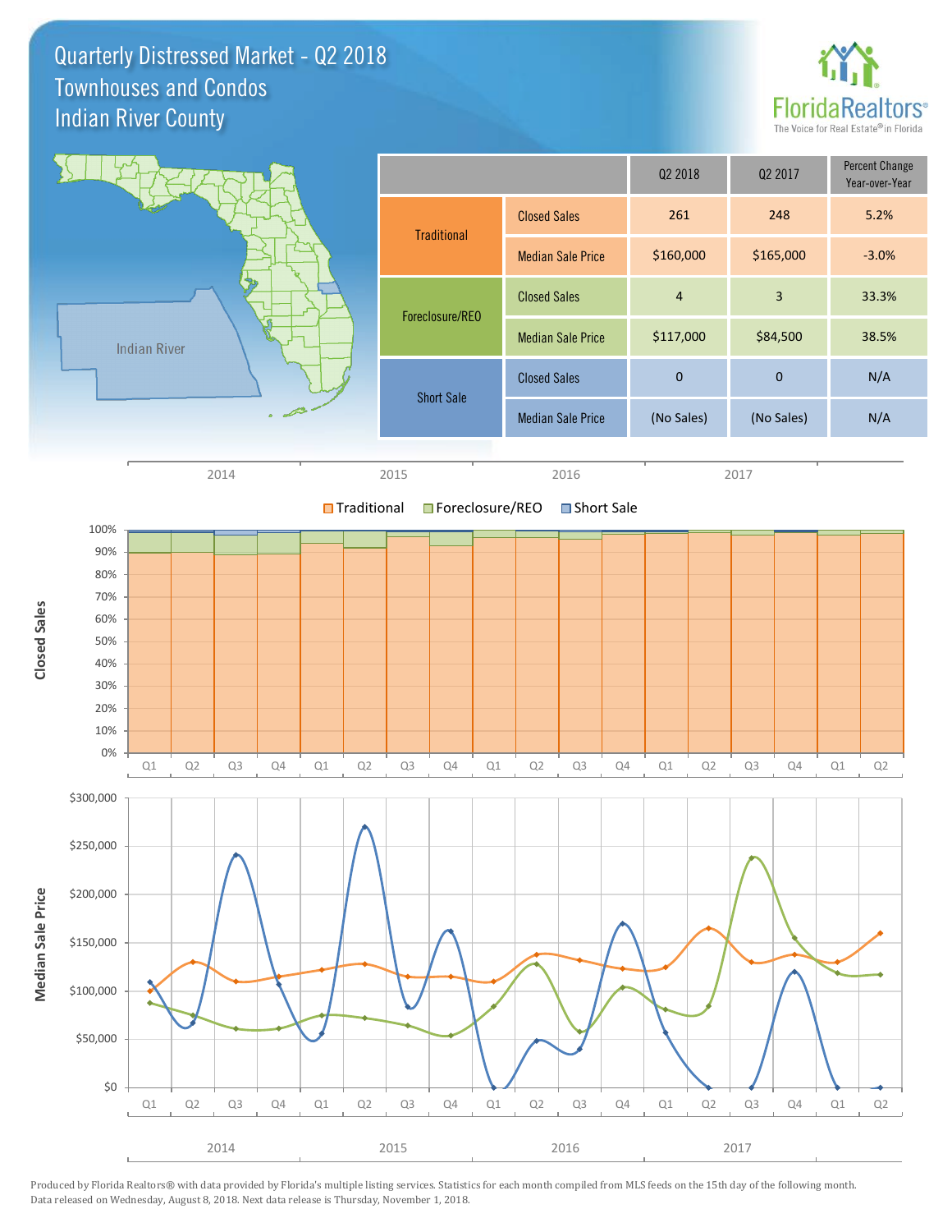# Quarterly Distressed Market - Q2 2018
## Townhouses and Condos
## Indian River County

FloridaRealtors®
The Voice for Real Estate® in Florida

Indian River

| | | Q2 2018 | Q2 2017 | Percent Change Year-over-Year |
|---|---|---|---|---|
| Traditional | Closed Sales | 261 | 248 | 5.2% |
| | Median Sale Price | $160,000 | $165,000 | -3.0% |
| Foreclosure/REO | Closed Sales | 4 | 3 | 33.3% |
| | Median Sale Price | $117,000 | $84,500 | 38.5% |
| Short Sale | Closed Sales | 0 | 0 | N/A |
| | Median Sale Price | (No Sales) | (No Sales) | N/A |

2014 2015 2016 2017

Traditional Foreclosure/REO Short Sale

Closed Sales

100% 90% 80% 70% 60% 50% 40% 30% 20% 10% 0%

Q1 Q2 Q3 Q4 Q1 Q2 Q3 Q4 Q1 Q2 Q3 Q4 Q1 Q2 Q3 Q4 Q1 Q2

Median Sale Price

$300,000 $250,000 $200,000 $150,000 $100,000 $50,000 $0

Q1 Q2 Q3 Q4 Q1 Q2 Q3 Q4 Q1 Q2 Q3 Q4 Q1 Q2 Q3 Q4 Q1 Q2

2014 2015 2016 2017

Produced by Florida Realtors® with data provided by Florida's multiple listing services. Statistics for each month compiled from MLS feeds on the 15th day of the following month.
Data released on Wednesday, August 8, 2018. Next data release is Thursday, November 1, 2018.